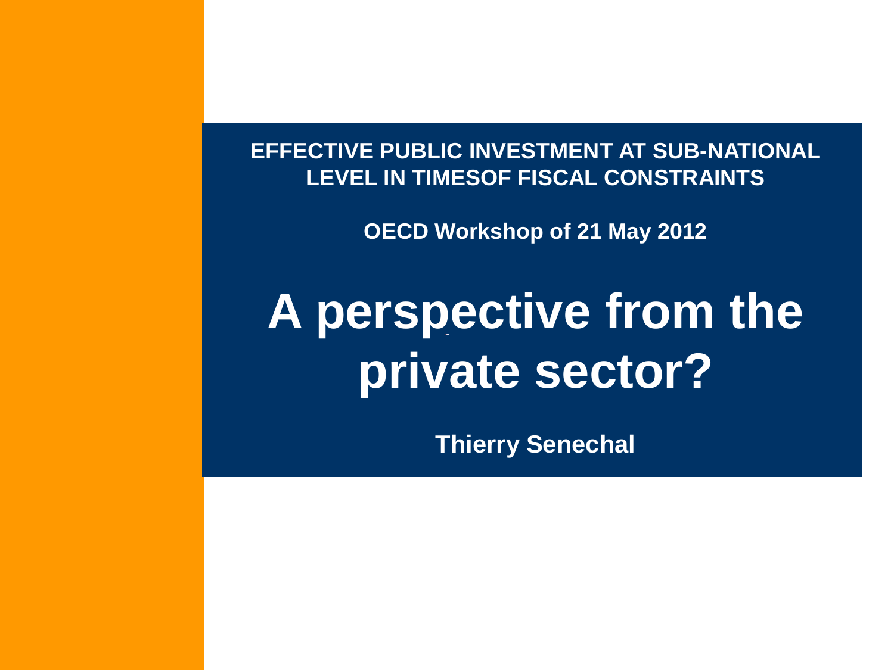**EFFECTIVE PUBLIC INVESTMENT AT SUB-NATIONAL LEVEL IN TIMESOF FISCAL CONSTRAINTS**

**OECD Workshop of 21 May 2012**

# A perspective from the private sector?

**Thierry Senechal**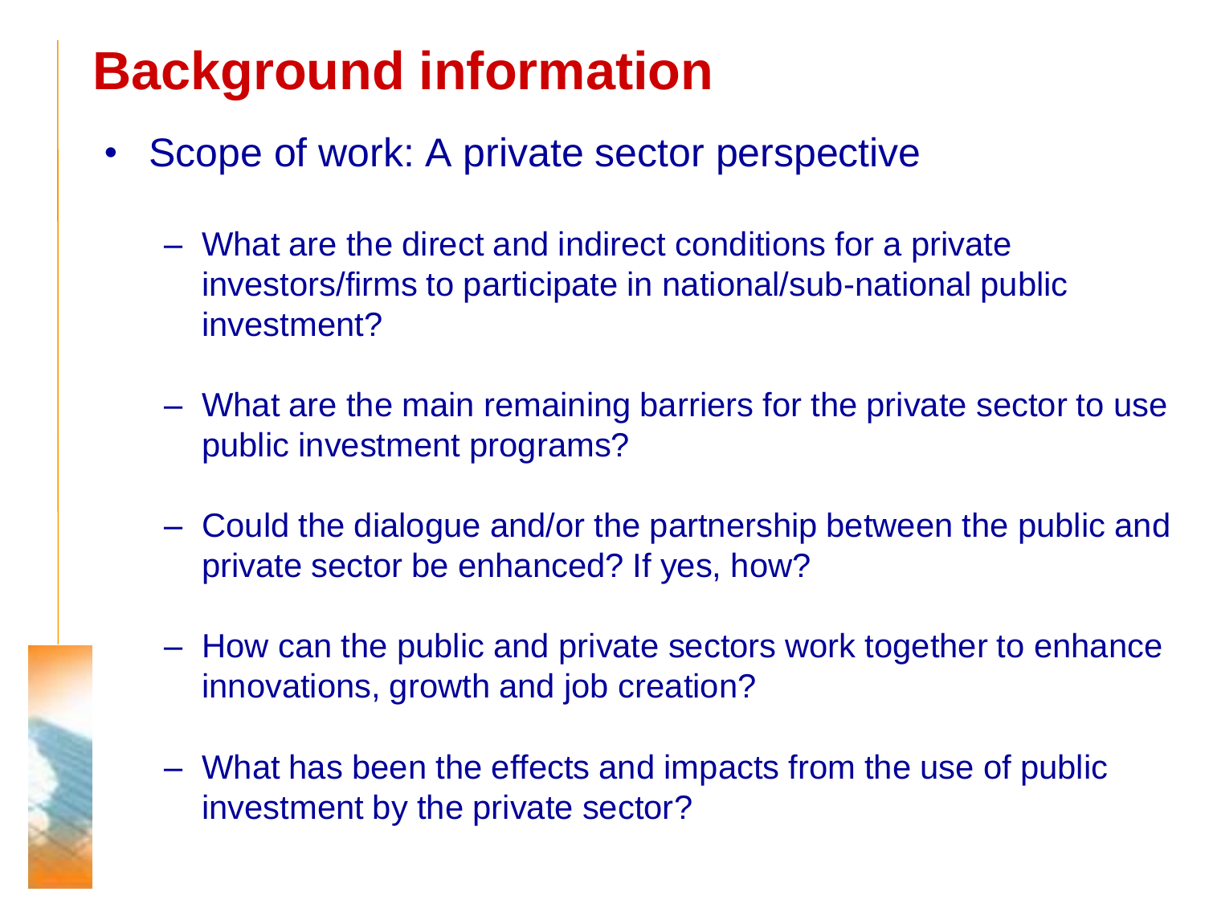# Background information

- Scope of work: A private sector perspective
  - What are the direct and indirect conditions for a private investors/firms to participate in national/sub-national public investment?
  - What are the main remaining barriers for the private sector to use public investment programs?
  - Could the dialogue and/or the partnership between the public and private sector be enhanced? If yes, how?
  - How can the public and private sectors work together to enhance innovations, growth and job creation?
  - What has been the effects and impacts from the use of public investment by the private sector?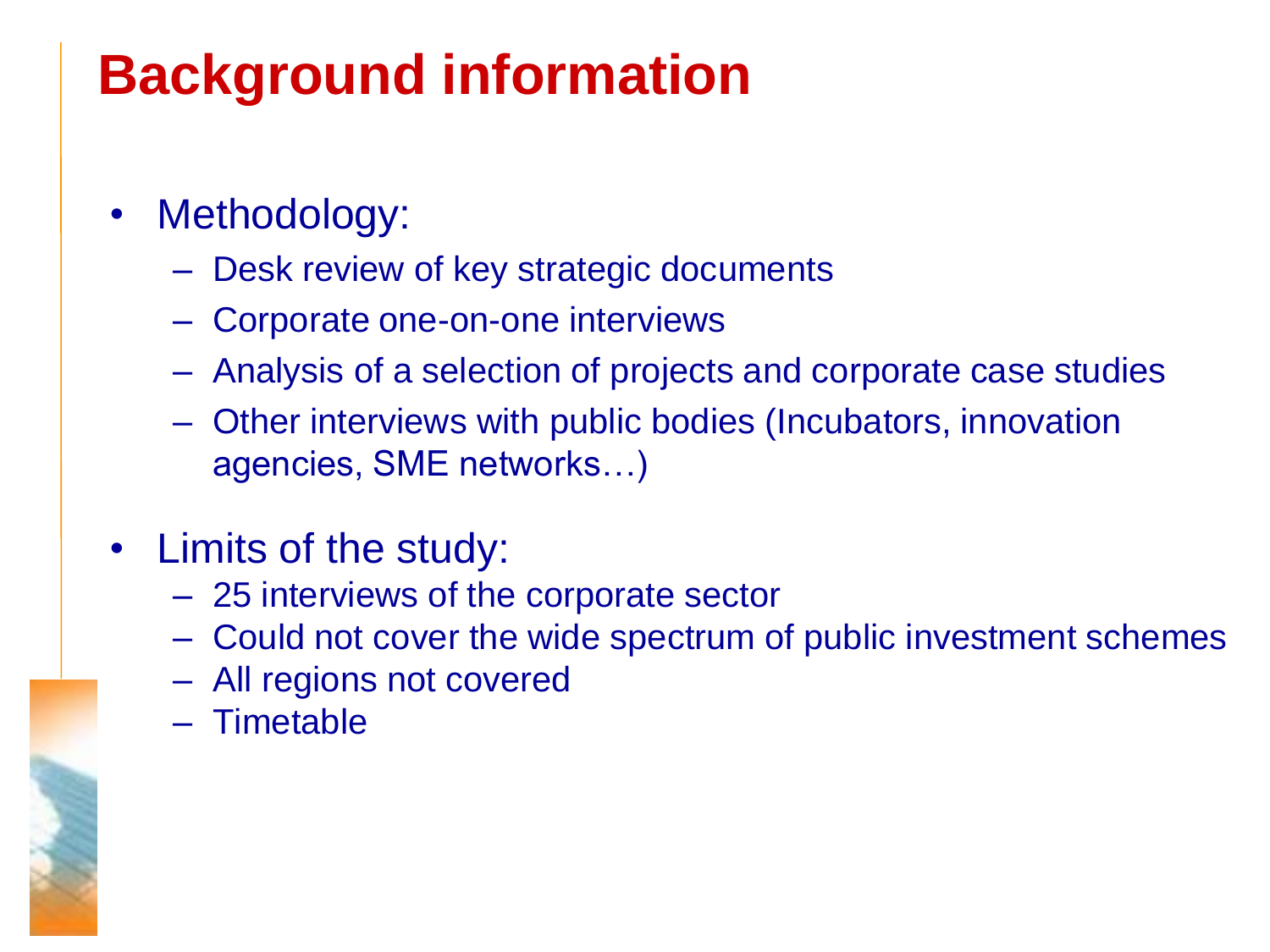# Background information

- Methodology:
  - Desk review of key strategic documents
  - Corporate one-on-one interviews
  - Analysis of a selection of projects and corporate case studies
  - Other interviews with public bodies (Incubators, innovation agencies, SME networks…)
- Limits of the study:
  - 25 interviews of the corporate sector
  - Could not cover the wide spectrum of public investment schemes
  - All regions not covered
  - Timetable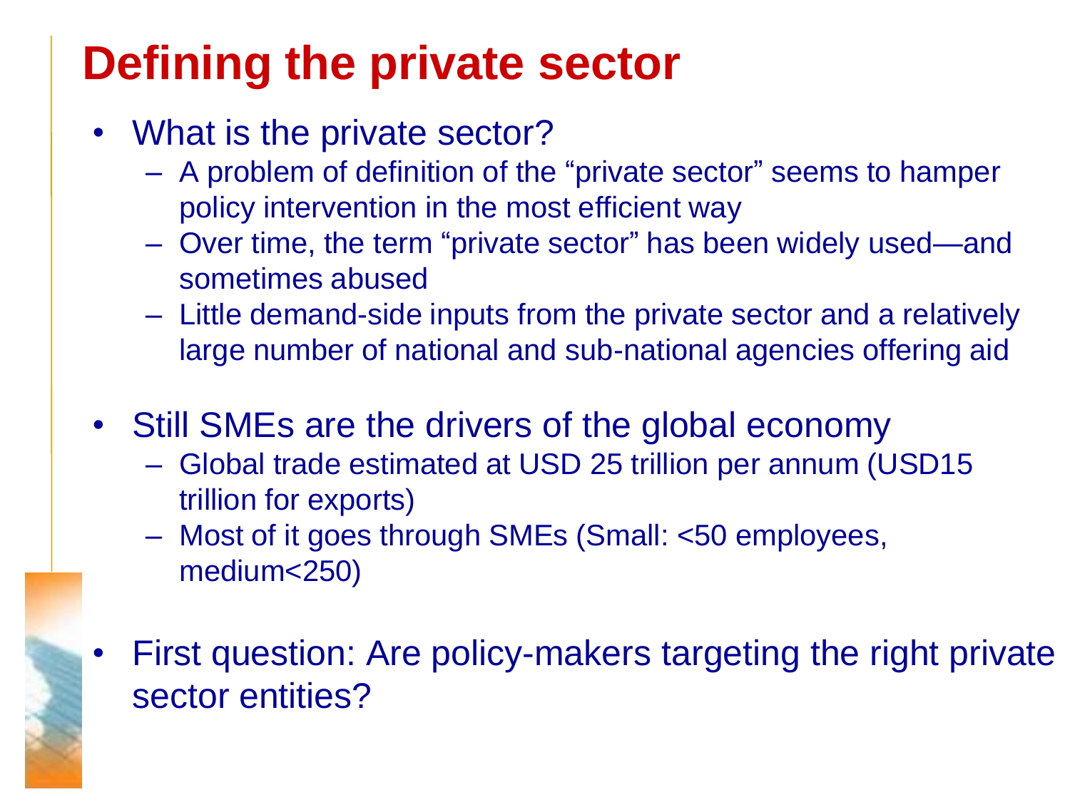# Defining the private sector

- What is the private sector?
  - A problem of definition of the "private sector" seems to hamper policy intervention in the most efficient way
  - Over time, the term "private sector" has been widely used—and sometimes abused
  - Little demand-side inputs from the private sector and a relatively large number of national and sub-national agencies offering aid
- Still SMEs are the drivers of the global economy
  - Global trade estimated at USD 25 trillion per annum (USD15 trillion for exports)
  - Most of it goes through SMEs (Small: <50 employees, medium<250)
- First question: Are policy-makers targeting the right private sector entities?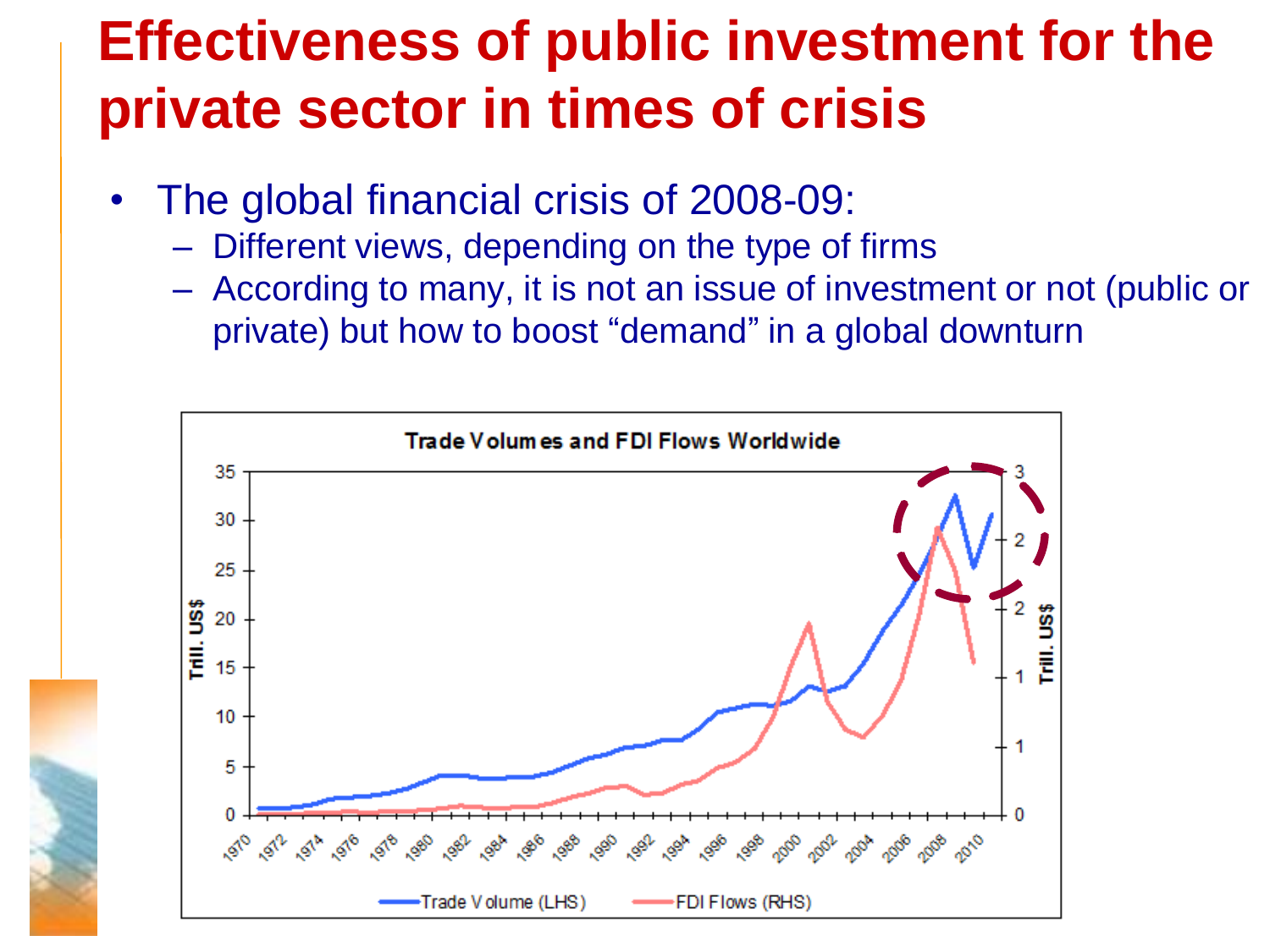# Effectiveness of public investment for the private sector in times of crisis

- The global financial crisis of 2008-09:
  - Different views, depending on the type of firms
  - According to many, it is not an issue of investment or not (public or private) but how to boost “demand” in a global downturn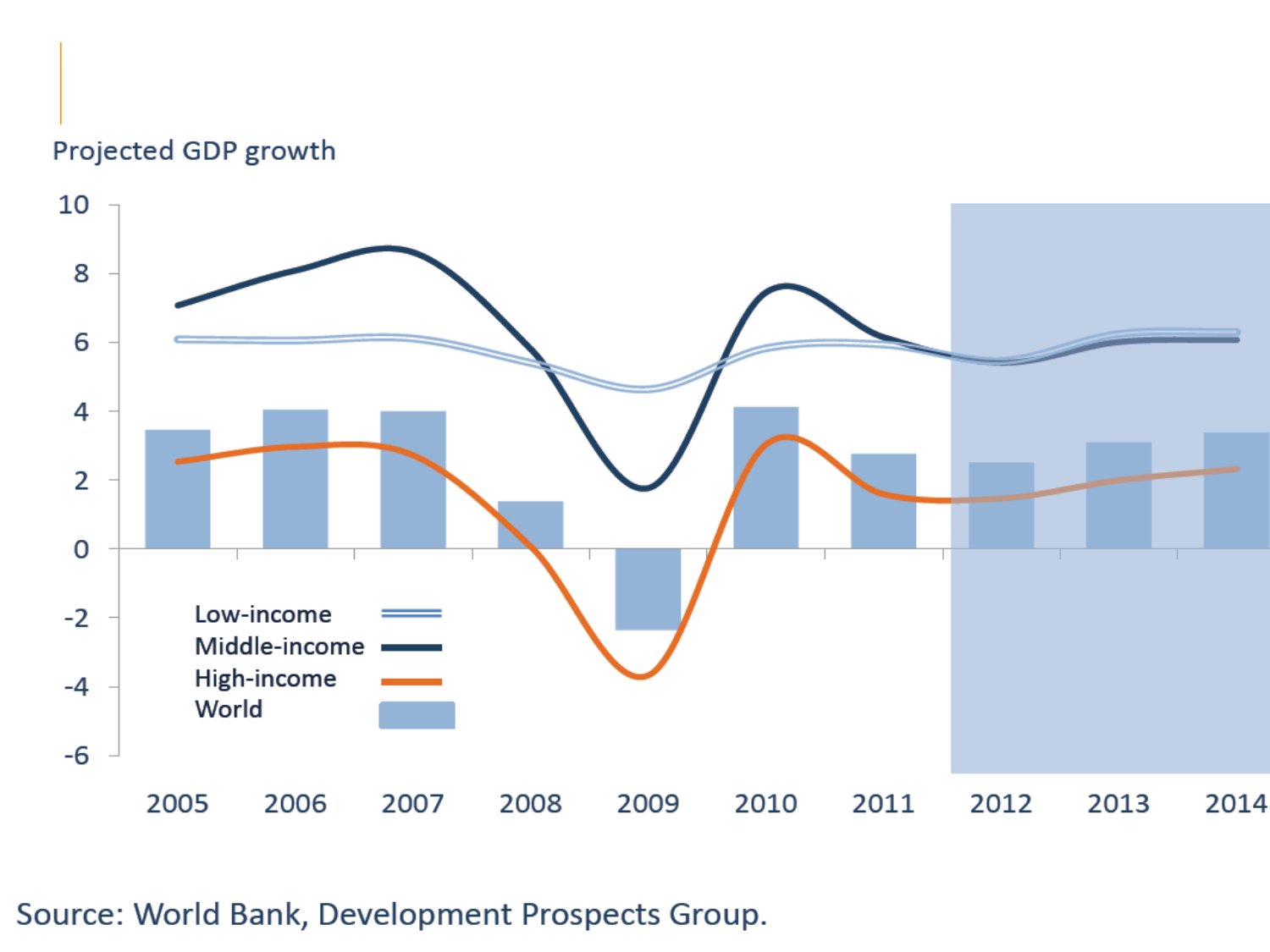Projected GDP growth

Source: World Bank, Development Prospects Group.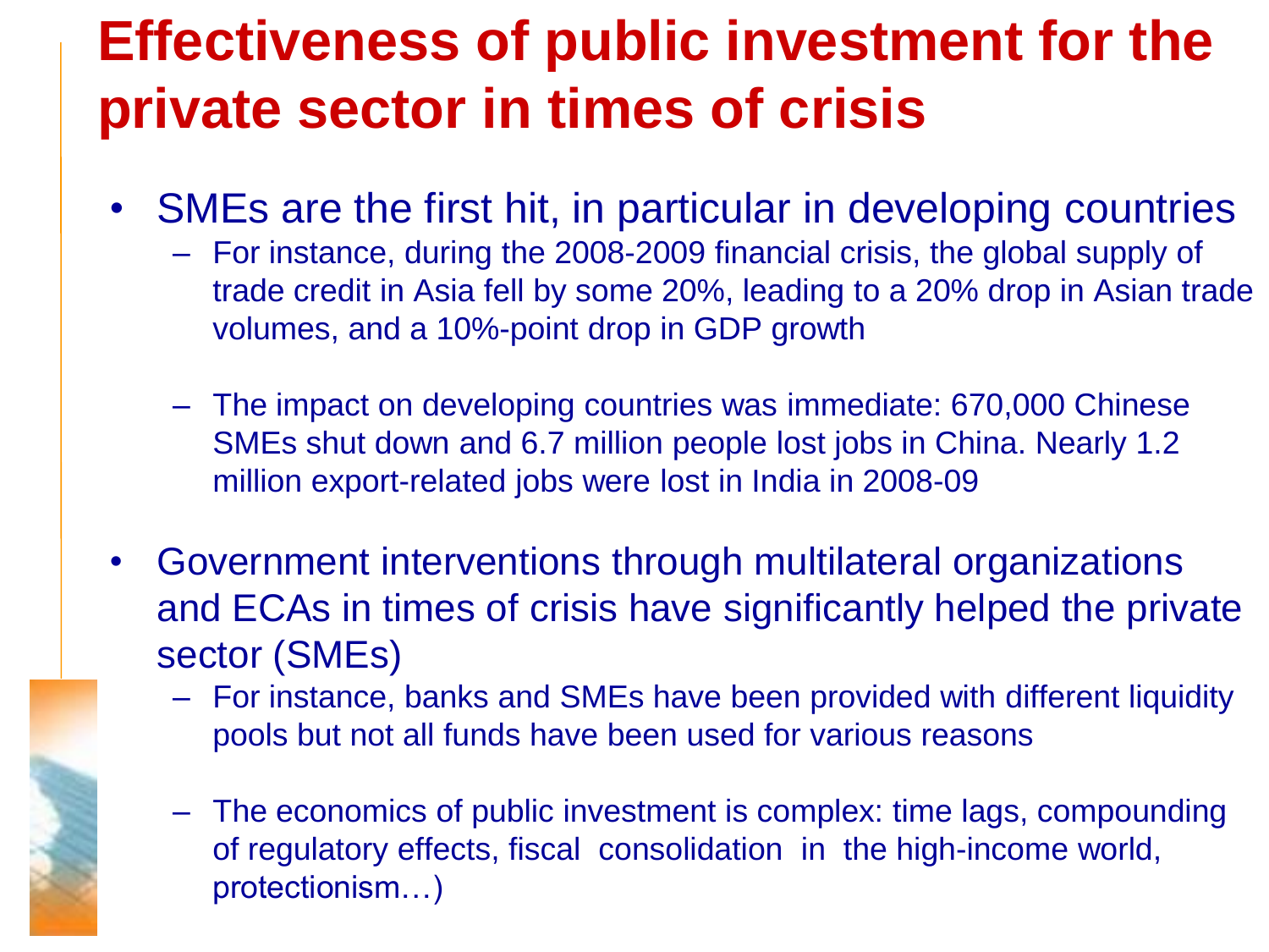# Effectiveness of public investment for the private sector in times of crisis

- SMEs are the first hit, in particular in developing countries
  - For instance, during the 2008-2009 financial crisis, the global supply of trade credit in Asia fell by some 20%, leading to a 20% drop in Asian trade volumes, and a 10%-point drop in GDP growth
  - The impact on developing countries was immediate: 670,000 Chinese SMEs shut down and 6.7 million people lost jobs in China. Nearly 1.2 million export-related jobs were lost in India in 2008-09
- Government interventions through multilateral organizations and ECAs in times of crisis have significantly helped the private sector (SMEs)
  - For instance, banks and SMEs have been provided with different liquidity pools but not all funds have been used for various reasons
  - The economics of public investment is complex: time lags, compounding of regulatory effects, fiscal consolidation in the high-income world, protectionism…)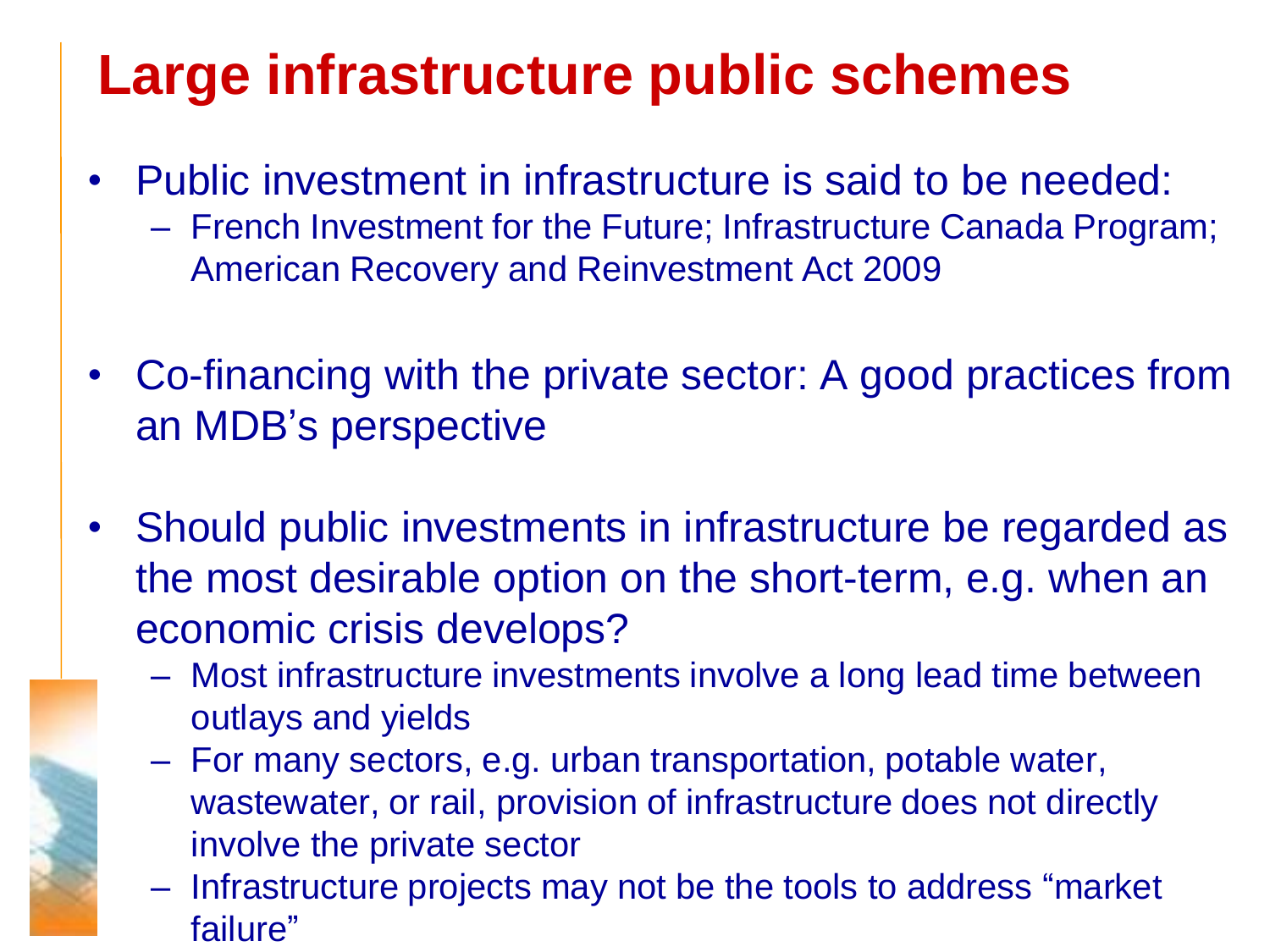# Large infrastructure public schemes

- Public investment in infrastructure is said to be needed:
  - French Investment for the Future; Infrastructure Canada Program; American Recovery and Reinvestment Act 2009
- Co-financing with the private sector: A good practices from an MDB's perspective
- Should public investments in infrastructure be regarded as the most desirable option on the short-term, e.g. when an economic crisis develops?
  - Most infrastructure investments involve a long lead time between outlays and yields
  - For many sectors, e.g. urban transportation, potable water, wastewater, or rail, provision of infrastructure does not directly involve the private sector
  - Infrastructure projects may not be the tools to address "market failure"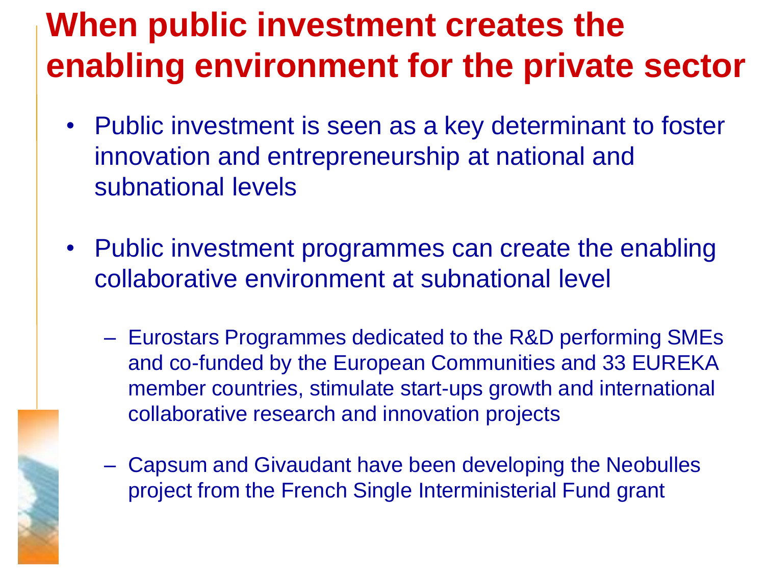# When public investment creates the enabling environment for the private sector

- Public investment is seen as a key determinant to foster innovation and entrepreneurship at national and subnational levels

- Public investment programmes can create the enabling collaborative environment at subnational level

  - Eurostars Programmes dedicated to the R&D performing SMEs and co-funded by the European Communities and 33 EUREKA member countries, stimulate start-ups growth and international collaborative research and innovation projects

  - Capsum and Givaudant have been developing the Neobulles project from the French Single Interministerial Fund grant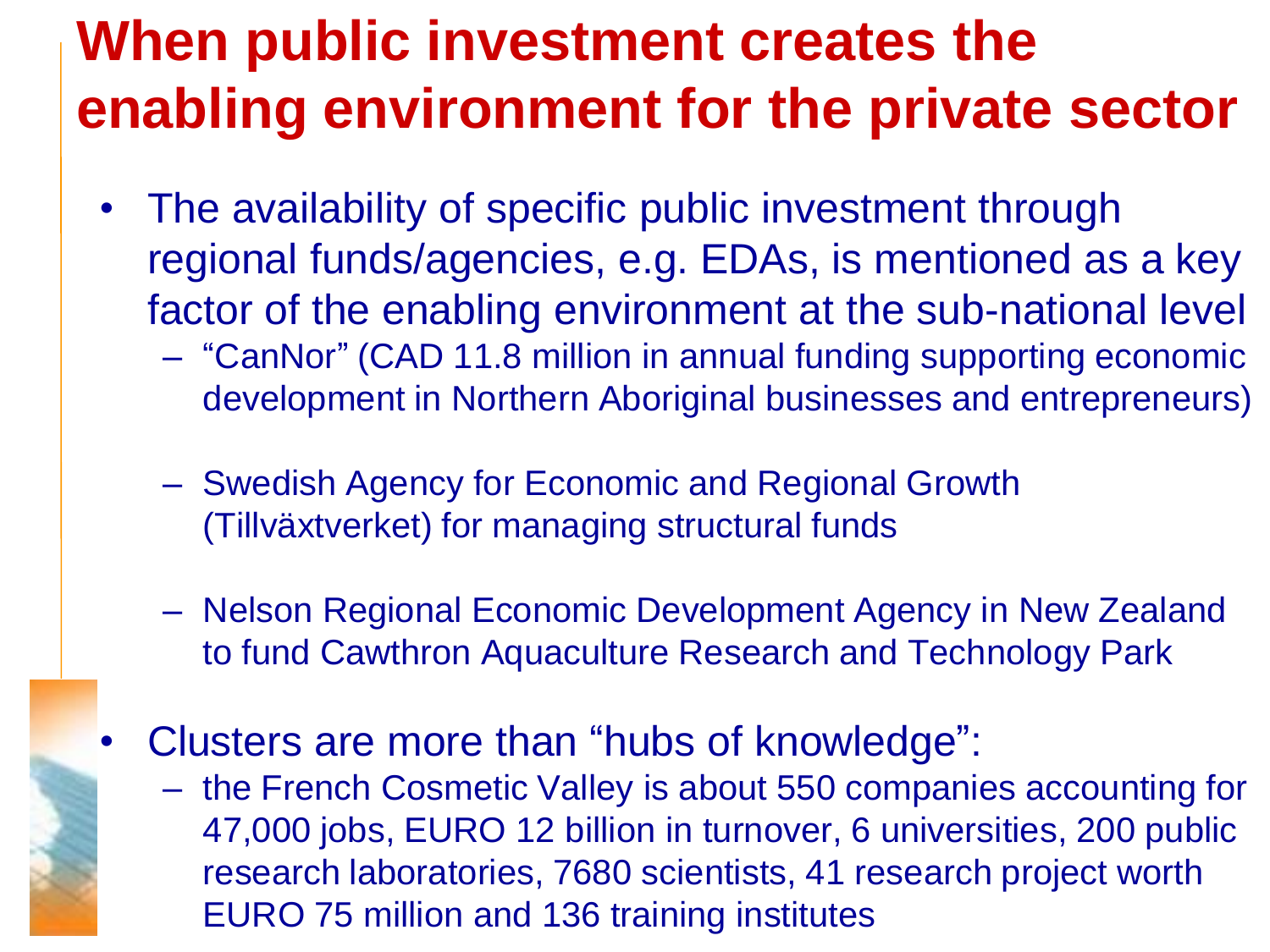# When public investment creates the enabling environment for the private sector

- The availability of specific public investment through regional funds/agencies, e.g. EDAs, is mentioned as a key factor of the enabling environment at the sub-national level
  - "CanNor" (CAD 11.8 million in annual funding supporting economic development in Northern Aboriginal businesses and entrepreneurs)
  - Swedish Agency for Economic and Regional Growth (Tillväxtverket) for managing structural funds
  - Nelson Regional Economic Development Agency in New Zealand to fund Cawthron Aquaculture Research and Technology Park
- Clusters are more than "hubs of knowledge":
  - the French Cosmetic Valley is about 550 companies accounting for 47,000 jobs, EURO 12 billion in turnover, 6 universities, 200 public research laboratories, 7680 scientists, 41 research project worth EURO 75 million and 136 training institutes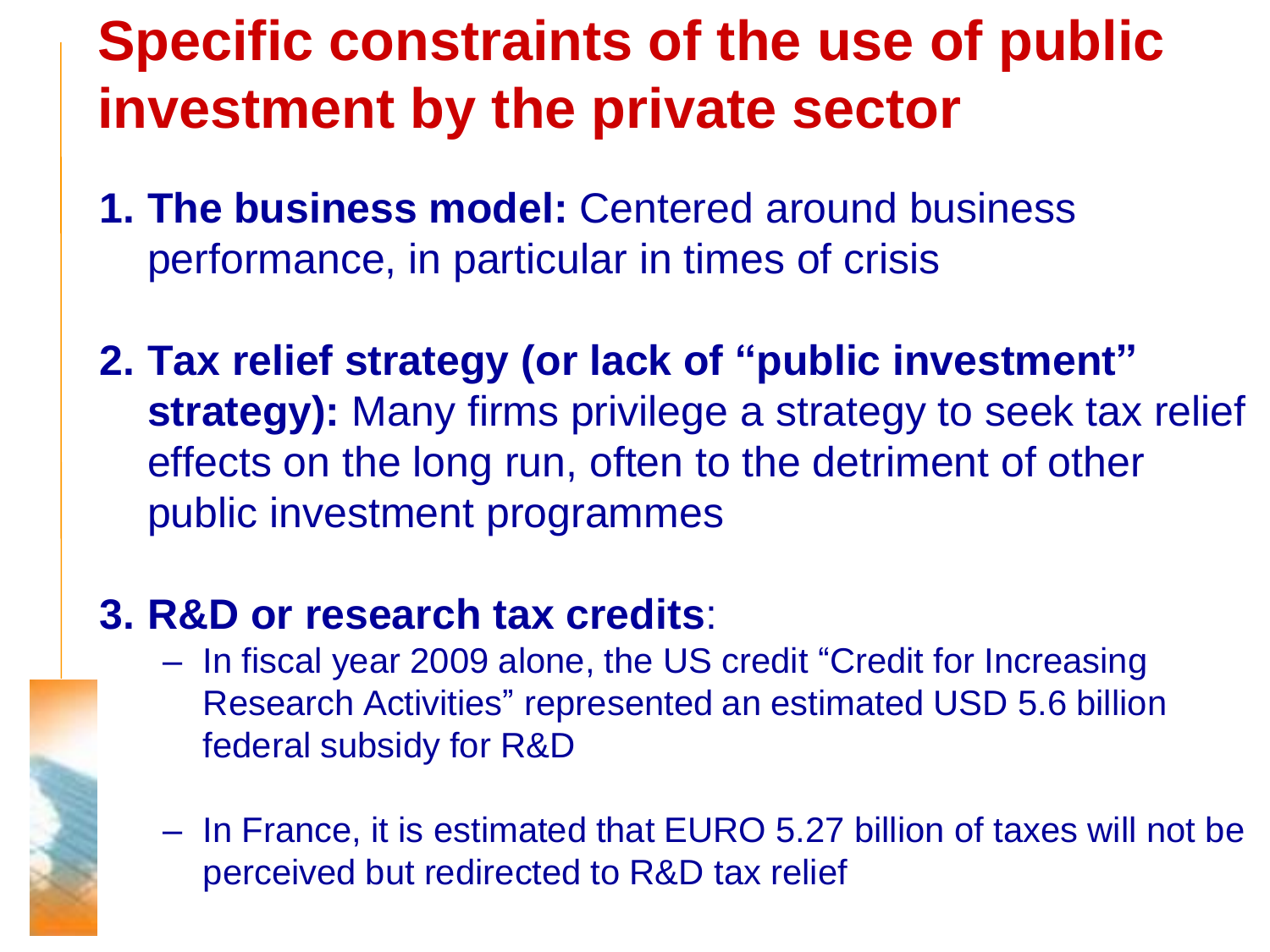# Specific constraints of the use of public investment by the private sector

1. **The business model:** Centered around business performance, in particular in times of crisis

2. **Tax relief strategy (or lack of "public investment" strategy):** Many firms privilege a strategy to seek tax relief effects on the long run, often to the detriment of other public investment programmes

3. **R&D or research tax credits**:
   - In fiscal year 2009 alone, the US credit "Credit for Increasing Research Activities" represented an estimated USD 5.6 billion federal subsidy for R&D
   - In France, it is estimated that EURO 5.27 billion of taxes will not be perceived but redirected to R&D tax relief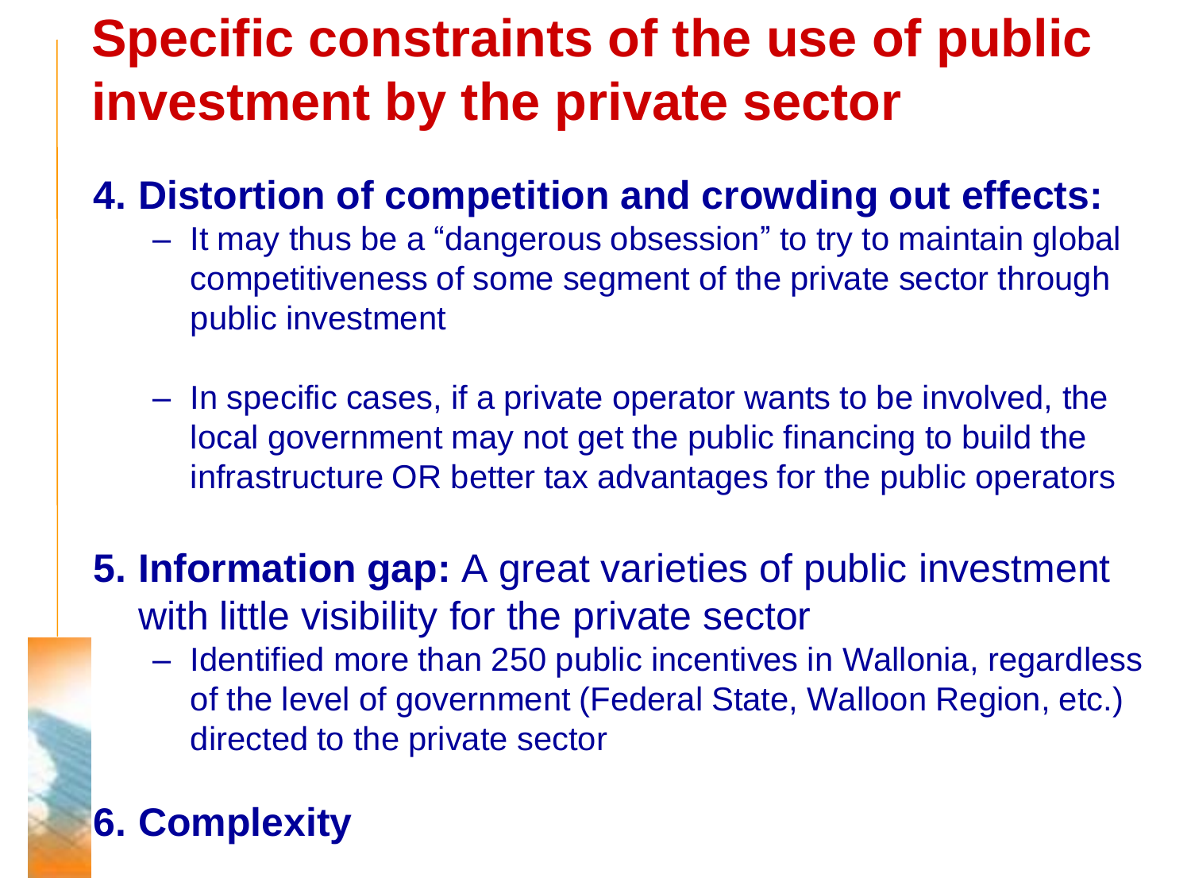# Specific constraints of the use of public investment by the private sector

**4. Distortion of competition and crowding out effects:**

- It may thus be a “dangerous obsession” to try to maintain global competitiveness of some segment of the private sector through public investment
- In specific cases, if a private operator wants to be involved, the local government may not get the public financing to build the infrastructure OR better tax advantages for the public operators

**5. Information gap:** A great varieties of public investment with little visibility for the private sector

- Identified more than 250 public incentives in Wallonia, regardless of the level of government (Federal State, Walloon Region, etc.) directed to the private sector

**6. Complexity**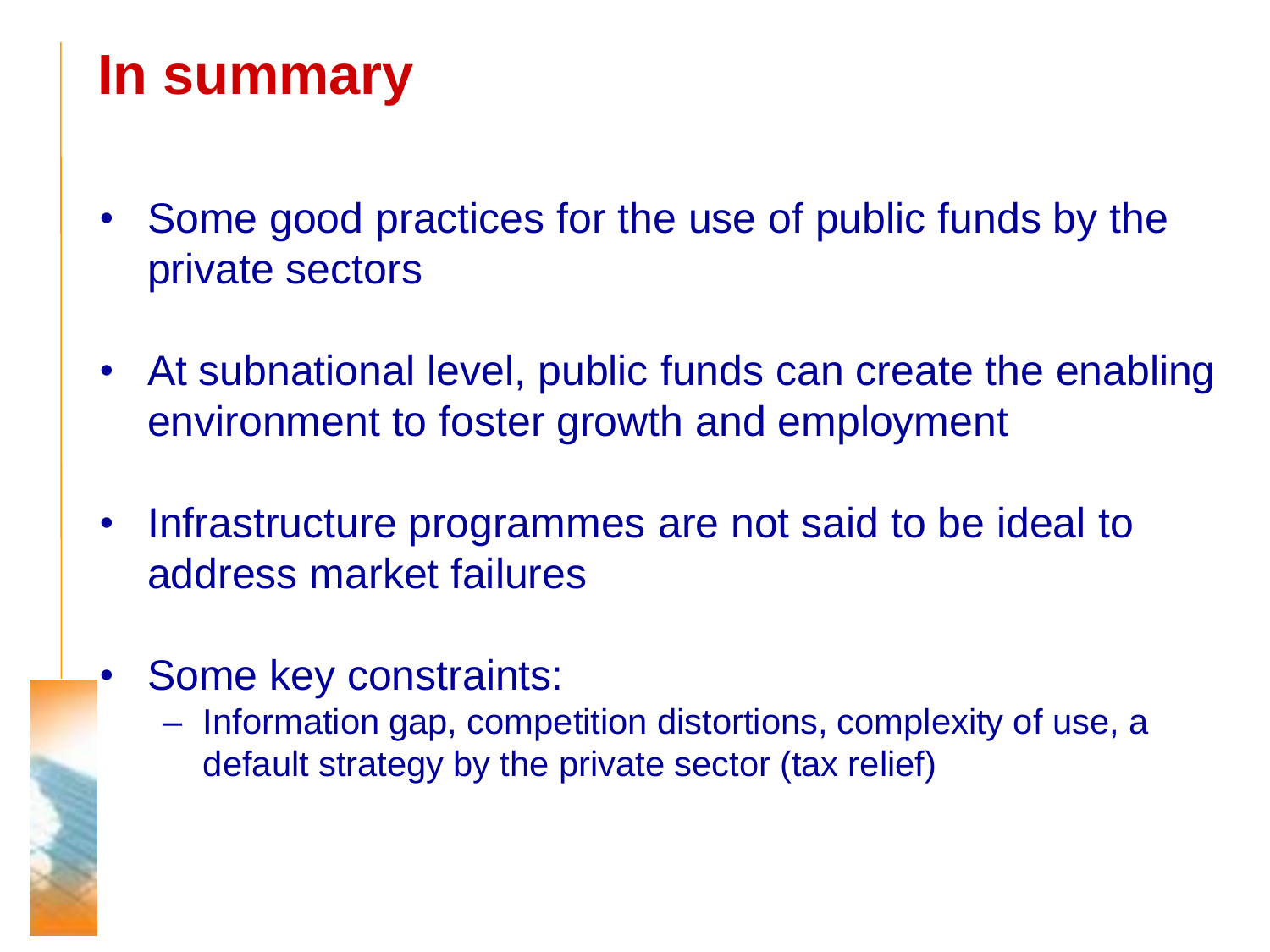# In summary

- Some good practices for the use of public funds by the private sectors
- At subnational level, public funds can create the enabling environment to foster growth and employment
- Infrastructure programmes are not said to be ideal to address market failures
- Some key constraints:
  - Information gap, competition distortions, complexity of use, a default strategy by the private sector (tax relief)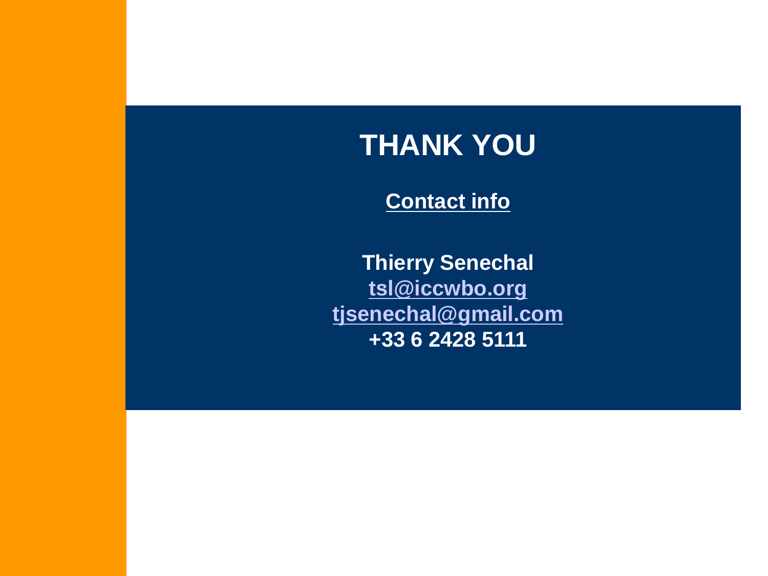# THANK YOU

**Contact info**

**Thierry Senechal**
**tsl@iccwbo.org**
**tjsenechal@gmail.com**
**+33 6 2428 5111**